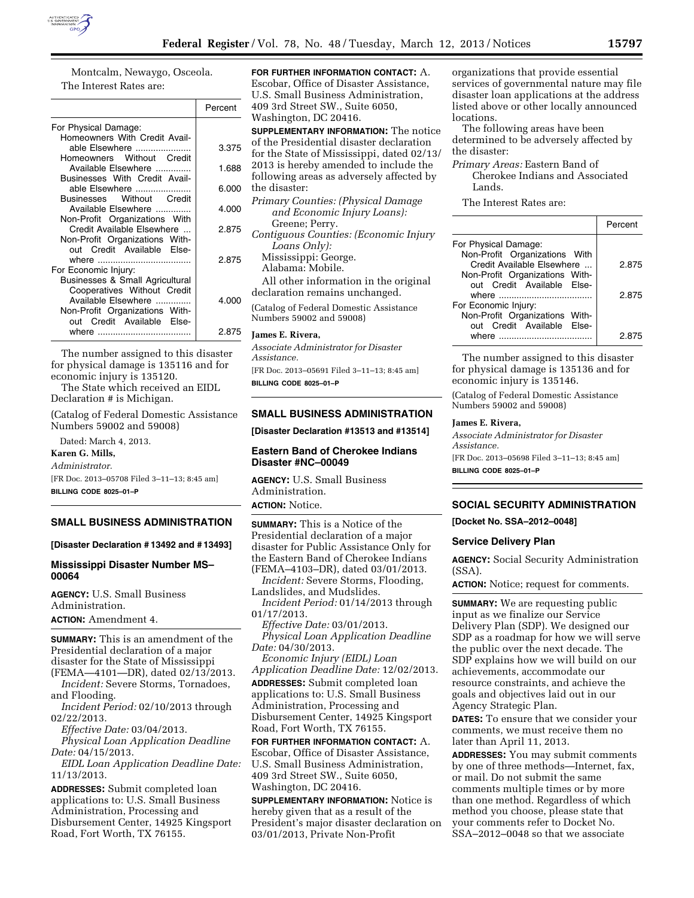Montcalm, Newaygo, Osceola.

The Interest Rates are:

| | Percent |
|---|---|
| For Physical Damage: | |
| Homeowners With Credit Available Elsewhere | 3.375 |
| Homeowners Without Credit Available Elsewhere | 1.688 |
| Businesses With Credit Available Elsewhere | 6.000 |
| Businesses Without Credit Available Elsewhere | 4.000 |
| Non-Profit Organizations With Credit Available Elsewhere | 2.875 |
| Non-Profit Organizations Without Credit Available Elsewhere | 2.875 |
| For Economic Injury: | |
| Businesses & Small Agricultural Cooperatives Without Credit Available Elsewhere | 4.000 |
| Non-Profit Organizations Without Credit Available Elsewhere | 2.875 |

The number assigned to this disaster for physical damage is 135116 and for economic injury is 135120.

The State which received an EIDL Declaration # is Michigan.

(Catalog of Federal Domestic Assistance Numbers 59002 and 59008)

Dated: March 4, 2013.

**Karen G. Mills,**

*Administrator.*

[FR Doc. 2013–05708 Filed 3–11–13; 8:45 am]

**BILLING CODE 8025–01–P**

## SMALL BUSINESS ADMINISTRATION

**[Disaster Declaration # 13492 and # 13493]**

### Mississippi Disaster Number MS–00064

**AGENCY:** U.S. Small Business Administration.

**ACTION:** Amendment 4.

**SUMMARY:** This is an amendment of the Presidential declaration of a major disaster for the State of Mississippi (FEMA—4101—DR), dated 02/13/2013.

*Incident:* Severe Storms, Tornadoes, and Flooding.

*Incident Period:* 02/10/2013 through 02/22/2013.

*Effective Date:* 03/04/2013.

*Physical Loan Application Deadline Date:* 04/15/2013.

*EIDL Loan Application Deadline Date:* 11/13/2013.

**ADDRESSES:** Submit completed loan applications to: U.S. Small Business Administration, Processing and Disbursement Center, 14925 Kingsport Road, Fort Worth, TX 76155.

**FOR FURTHER INFORMATION CONTACT:** A. Escobar, Office of Disaster Assistance, U.S. Small Business Administration, 409 3rd Street SW., Suite 6050, Washington, DC 20416.

**SUPPLEMENTARY INFORMATION:** The notice of the Presidential disaster declaration for the State of Mississippi, dated 02/13/2013 is hereby amended to include the following areas as adversely affected by the disaster:

*Primary Counties: (Physical Damage and Economic Injury Loans):* Greene; Perry.

*Contiguous Counties: (Economic Injury Loans Only):*

Mississippi: George.

Alabama: Mobile.

All other information in the original declaration remains unchanged.

(Catalog of Federal Domestic Assistance Numbers 59002 and 59008)

**James E. Rivera,**

*Associate Administrator for Disaster Assistance.*

[FR Doc. 2013–05691 Filed 3–11–13; 8:45 am]

**BILLING CODE 8025–01–P**

## SMALL BUSINESS ADMINISTRATION

**[Disaster Declaration #13513 and #13514]**

### Eastern Band of Cherokee Indians Disaster #NC–00049

**AGENCY:** U.S. Small Business Administration.

**ACTION:** Notice.

**SUMMARY:** This is a Notice of the Presidential declaration of a major disaster for Public Assistance Only for the Eastern Band of Cherokee Indians (FEMA–4103–DR), dated 03/01/2013.

*Incident:* Severe Storms, Flooding, Landslides, and Mudslides.

*Incident Period:* 01/14/2013 through 01/17/2013.

*Effective Date:* 03/01/2013.

*Physical Loan Application Deadline Date:* 04/30/2013.

*Economic Injury (EIDL) Loan Application Deadline Date:* 12/02/2013.

**ADDRESSES:** Submit completed loan applications to: U.S. Small Business Administration, Processing and Disbursement Center, 14925 Kingsport Road, Fort Worth, TX 76155.

**FOR FURTHER INFORMATION CONTACT:** A. Escobar, Office of Disaster Assistance, U.S. Small Business Administration, 409 3rd Street SW., Suite 6050, Washington, DC 20416.

**SUPPLEMENTARY INFORMATION:** Notice is hereby given that as a result of the President's major disaster declaration on 03/01/2013, Private Non-Profit organizations that provide essential services of governmental nature may file disaster loan applications at the address listed above or other locally announced locations.

The following areas have been determined to be adversely affected by the disaster:

*Primary Areas:* Eastern Band of Cherokee Indians and Associated Lands.

The Interest Rates are:

| | Percent |
|---|---|
| For Physical Damage: | |
| Non-Profit Organizations With Credit Available Elsewhere | 2.875 |
| Non-Profit Organizations Without Credit Available Elsewhere | 2.875 |
| For Economic Injury: | |
| Non-Profit Organizations Without Credit Available Elsewhere | 2.875 |

The number assigned to this disaster for physical damage is 135136 and for economic injury is 135146.

(Catalog of Federal Domestic Assistance Numbers 59002 and 59008)

**James E. Rivera,**

*Associate Administrator for Disaster Assistance.*

[FR Doc. 2013–05698 Filed 3–11–13; 8:45 am]

**BILLING CODE 8025–01–P**

## SOCIAL SECURITY ADMINISTRATION

**[Docket No. SSA–2012–0048]**

### Service Delivery Plan

**AGENCY:** Social Security Administration (SSA).

**ACTION:** Notice; request for comments.

**SUMMARY:** We are requesting public input as we finalize our Service Delivery Plan (SDP). We designed our SDP as a roadmap for how we will serve the public over the next decade. The SDP explains how we will build on our achievements, accommodate our resource constraints, and achieve the goals and objectives laid out in our Agency Strategic Plan.

**DATES:** To ensure that we consider your comments, we must receive them no later than April 11, 2013.

**ADDRESSES:** You may submit comments by one of three methods—Internet, fax, or mail. Do not submit the same comments multiple times or by more than one method. Regardless of which method you choose, please state that your comments refer to Docket No. SSA–2012–0048 so that we associate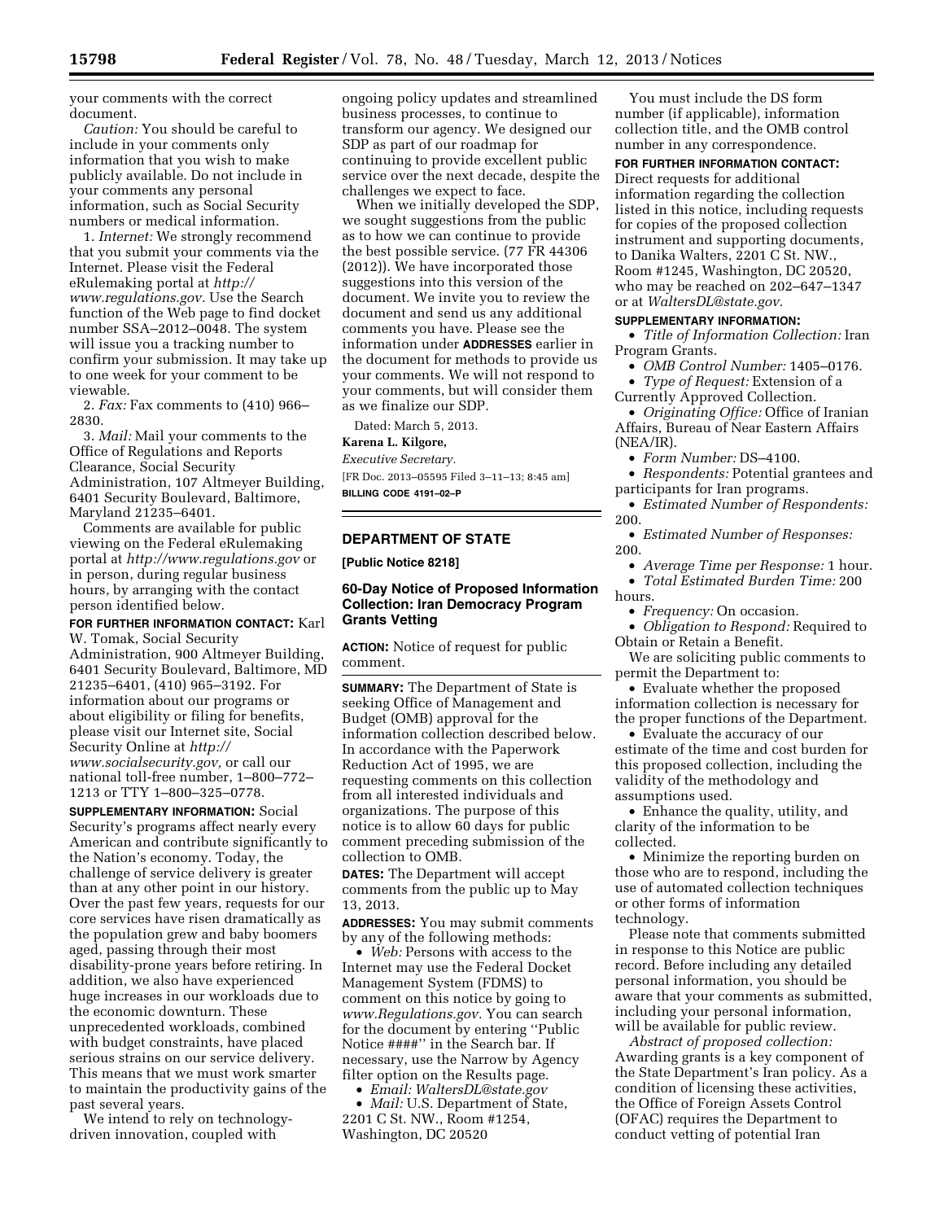your comments with the correct document.

*Caution:* You should be careful to include in your comments only information that you wish to make publicly available. Do not include in your comments any personal information, such as Social Security numbers or medical information.

1. *Internet:* We strongly recommend that you submit your comments via the Internet. Please visit the Federal eRulemaking portal at *http://www.regulations.gov*. Use the Search function of the Web page to find docket number SSA–2012–0048. The system will issue you a tracking number to confirm your submission. It may take up to one week for your comment to be viewable.

2. *Fax:* Fax comments to (410) 966–2830.

3. *Mail:* Mail your comments to the Office of Regulations and Reports Clearance, Social Security Administration, 107 Altmeyer Building, 6401 Security Boulevard, Baltimore, Maryland 21235–6401.

Comments are available for public viewing on the Federal eRulemaking portal at *http://www.regulations.gov* or in person, during regular business hours, by arranging with the contact person identified below.

**FOR FURTHER INFORMATION CONTACT:** Karl W. Tomak, Social Security Administration, 900 Altmeyer Building, 6401 Security Boulevard, Baltimore, MD 21235–6401, (410) 965–3192. For information about our programs or about eligibility or filing for benefits, please visit our Internet site, Social Security Online at *http://www.socialsecurity.gov,* or call our national toll-free number, 1–800–772–1213 or TTY 1–800–325–0778.

**SUPPLEMENTARY INFORMATION:** Social Security's programs affect nearly every American and contribute significantly to the Nation's economy. Today, the challenge of service delivery is greater than at any other point in our history. Over the past few years, requests for our core services have risen dramatically as the population grew and baby boomers aged, passing through their most disability-prone years before retiring. In addition, we also have experienced huge increases in our workloads due to the economic downturn. These unprecedented workloads, combined with budget constraints, have placed serious strains on our service delivery. This means that we must work smarter to maintain the productivity gains of the past several years.

We intend to rely on technology-driven innovation, coupled with ongoing policy updates and streamlined business processes, to continue to transform our agency. We designed our SDP as part of our roadmap for continuing to provide excellent public service over the next decade, despite the challenges we expect to face.

When we initially developed the SDP, we sought suggestions from the public as to how we can continue to provide the best possible service. (77 FR 44306 (2012)). We have incorporated those suggestions into this version of the document. We invite you to review the document and send us any additional comments you have. Please see the information under **ADDRESSES** earlier in the document for methods to provide us your comments. We will not respond to your comments, but will consider them as we finalize our SDP.

Dated: March 5, 2013.

**Karena L. Kilgore,**

*Executive Secretary.*

[FR Doc. 2013–05595 Filed 3–11–13; 8:45 am]

**BILLING CODE 4191–02–P**

## DEPARTMENT OF STATE

**[Public Notice 8218]**

### 60-Day Notice of Proposed Information Collection: Iran Democracy Program Grants Vetting

**ACTION:** Notice of request for public comment.

**SUMMARY:** The Department of State is seeking Office of Management and Budget (OMB) approval for the information collection described below. In accordance with the Paperwork Reduction Act of 1995, we are requesting comments on this collection from all interested individuals and organizations. The purpose of this notice is to allow 60 days for public comment preceding submission of the collection to OMB.

**DATES:** The Department will accept comments from the public up to May 13, 2013.

**ADDRESSES:** You may submit comments by any of the following methods:

- *Web:* Persons with access to the Internet may use the Federal Docket Management System (FDMS) to comment on this notice by going to *www.Regulations.gov.* You can search for the document by entering ''Public Notice ####'' in the Search bar. If necessary, use the Narrow by Agency filter option on the Results page.
- *Email: WaltersDL@state.gov*
- *Mail:* U.S. Department of State, 2201 C St. NW., Room #1254, Washington, DC 20520

You must include the DS form number (if applicable), information collection title, and the OMB control number in any correspondence.

**FOR FURTHER INFORMATION CONTACT:** Direct requests for additional information regarding the collection listed in this notice, including requests for copies of the proposed collection instrument and supporting documents, to Danika Walters, 2201 C St. NW., Room #1245, Washington, DC 20520, who may be reached on 202–647–1347 or at *WaltersDL@state.gov.*

**SUPPLEMENTARY INFORMATION:**

- *Title of Information Collection:* Iran Program Grants.
- *OMB Control Number:* 1405–0176.
- *Type of Request:* Extension of a Currently Approved Collection.
- *Originating Office:* Office of Iranian Affairs, Bureau of Near Eastern Affairs (NEA/IR).
- *Form Number:* DS–4100.
- *Respondents:* Potential grantees and participants for Iran programs.
- *Estimated Number of Respondents:* 200.
- *Estimated Number of Responses:* 200.
- *Average Time per Response:* 1 hour.
- *Total Estimated Burden Time:* 200 hours.
- *Frequency:* On occasion.
- *Obligation to Respond:* Required to Obtain or Retain a Benefit.

We are soliciting public comments to permit the Department to:

- Evaluate whether the proposed information collection is necessary for the proper functions of the Department.
- Evaluate the accuracy of our estimate of the time and cost burden for this proposed collection, including the validity of the methodology and assumptions used.
- Enhance the quality, utility, and clarity of the information to be collected.
- Minimize the reporting burden on those who are to respond, including the use of automated collection techniques or other forms of information technology.

Please note that comments submitted in response to this Notice are public record. Before including any detailed personal information, you should be aware that your comments as submitted, including your personal information, will be available for public review.

*Abstract of proposed collection:* Awarding grants is a key component of the State Department's Iran policy. As a condition of licensing these activities, the Office of Foreign Assets Control (OFAC) requires the Department to conduct vetting of potential Iran